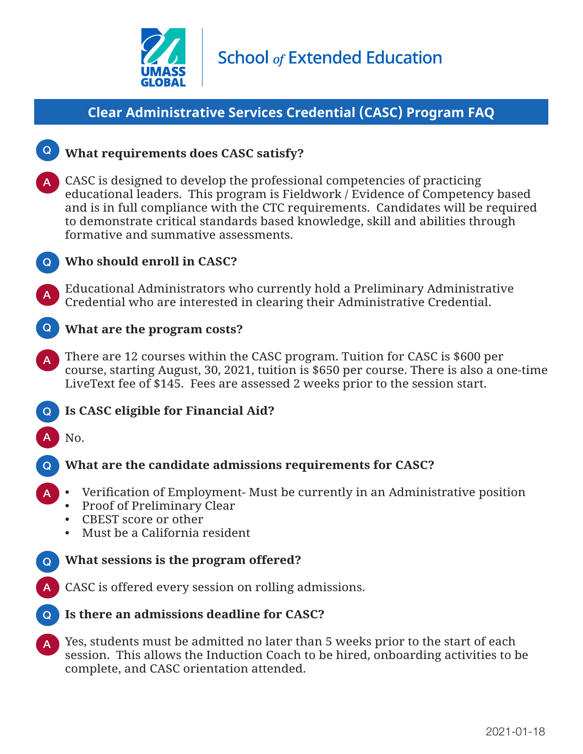UMASS GLOBAL | School *of* Extended Education

# Clear Administrative Services Credential (CASC) Program FAQ

**Q** **What requirements does CASC satisfy?**

**A** CASC is designed to develop the professional competencies of practicing educational leaders. This program is Fieldwork / Evidence of Competency based and is in full compliance with the CTC requirements. Candidates will be required to demonstrate critical standards based knowledge, skill and abilities through formative and summative assessments.

**Q** **Who should enroll in CASC?**

**A** Educational Administrators who currently hold a Preliminary Administrative Credential who are interested in clearing their Administrative Credential.

**Q** **What are the program costs?**

**A** There are 12 courses within the CASC program. Tuition for CASC is $600 per course, starting August, 30, 2021, tuition is $650 per course. There is also a one-time LiveText fee of $145. Fees are assessed 2 weeks prior to the session start.

**Q** **Is CASC eligible for Financial Aid?**

**A** No.

**Q** **What are the candidate admissions requirements for CASC?**

**A**

- Verification of Employment- Must be currently in an Administrative position
- Proof of Preliminary Clear
- CBEST score or other
- Must be a California resident

**Q** **What sessions is the program offered?**

**A** CASC is offered every session on rolling admissions.

**Q** **Is there an admissions deadline for CASC?**

**A** Yes, students must be admitted no later than 5 weeks prior to the start of each session. This allows the Induction Coach to be hired, onboarding activities to be complete, and CASC orientation attended.

2021-01-18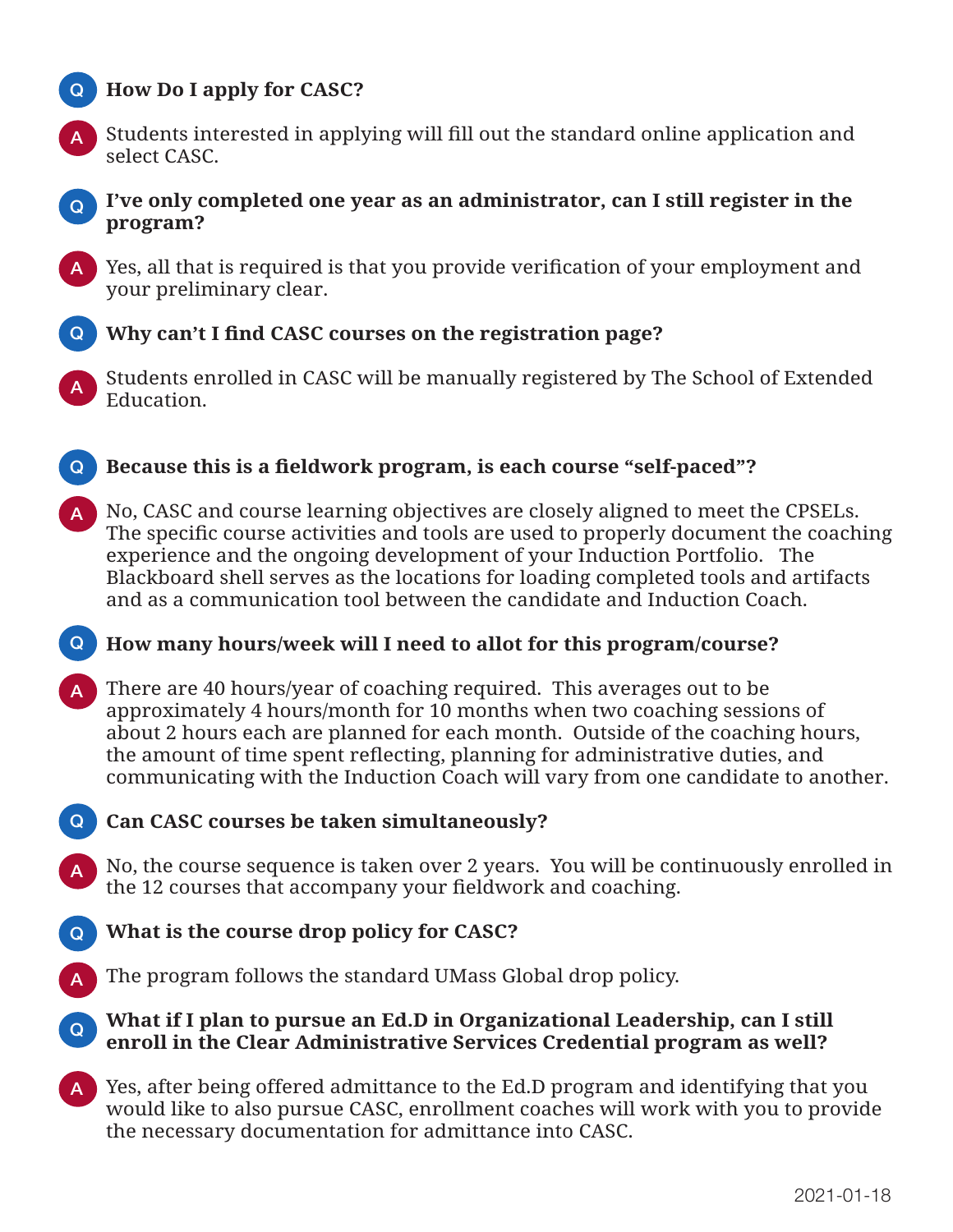**Q** **How Do I apply for CASC?**

**A** Students interested in applying will fill out the standard online application and select CASC.

**Q** **I've only completed one year as an administrator, can I still register in the program?**

**A** Yes, all that is required is that you provide verification of your employment and your preliminary clear.

**Q** **Why can't I find CASC courses on the registration page?**

**A** Students enrolled in CASC will be manually registered by The School of Extended Education.

**Q** **Because this is a fieldwork program, is each course "self-paced"?**

**A** No, CASC and course learning objectives are closely aligned to meet the CPSELs. The specific course activities and tools are used to properly document the coaching experience and the ongoing development of your Induction Portfolio. The Blackboard shell serves as the locations for loading completed tools and artifacts and as a communication tool between the candidate and Induction Coach.

**Q** **How many hours/week will I need to allot for this program/course?**

**A** There are 40 hours/year of coaching required. This averages out to be approximately 4 hours/month for 10 months when two coaching sessions of about 2 hours each are planned for each month. Outside of the coaching hours, the amount of time spent reflecting, planning for administrative duties, and communicating with the Induction Coach will vary from one candidate to another.

**Q** **Can CASC courses be taken simultaneously?**

**A** No, the course sequence is taken over 2 years. You will be continuously enrolled in the 12 courses that accompany your fieldwork and coaching.

**Q** **What is the course drop policy for CASC?**

**A** The program follows the standard UMass Global drop policy.

**Q** **What if I plan to pursue an Ed.D in Organizational Leadership, can I still enroll in the Clear Administrative Services Credential program as well?**

**A** Yes, after being offered admittance to the Ed.D program and identifying that you would like to also pursue CASC, enrollment coaches will work with you to provide the necessary documentation for admittance into CASC.

2021-01-18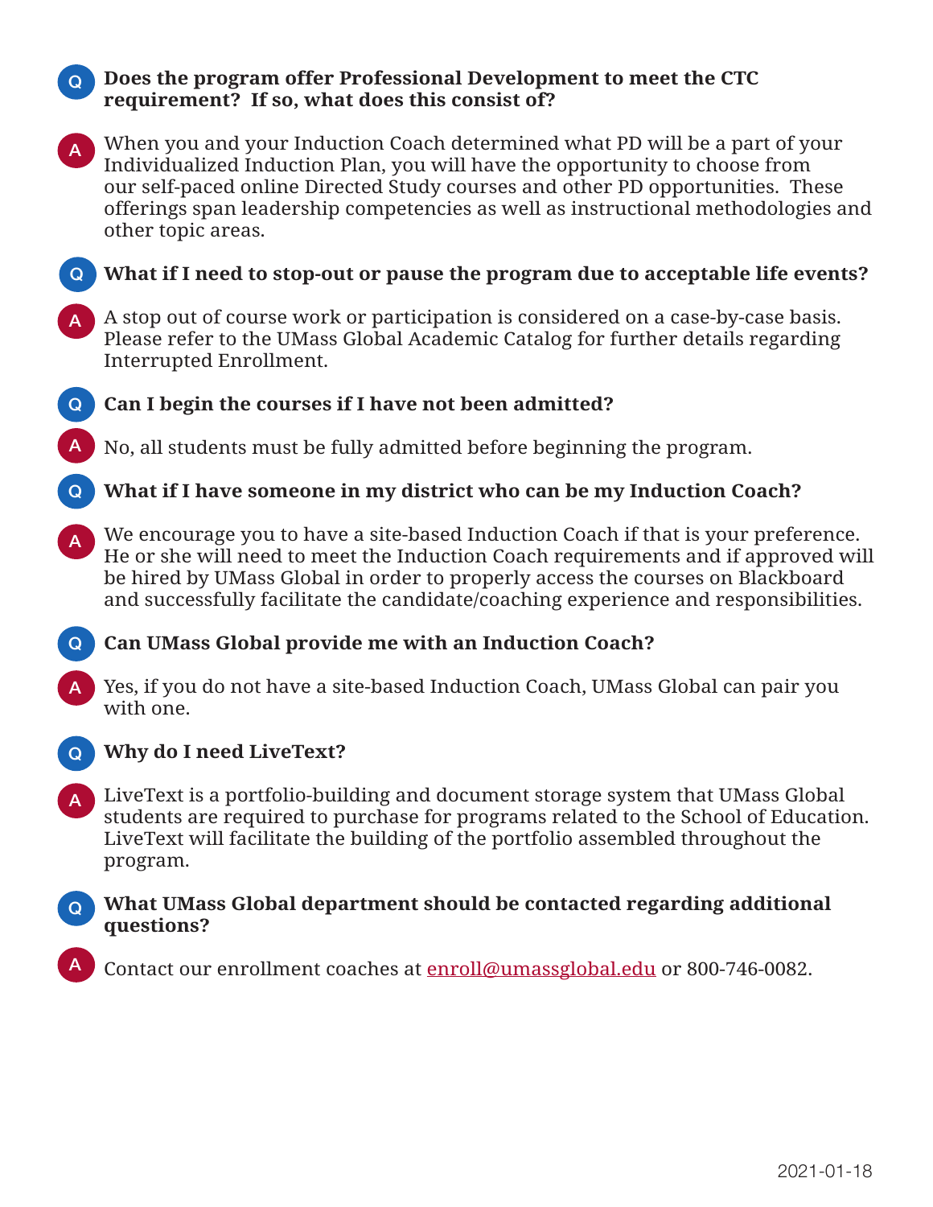**Q** **Does the program offer Professional Development to meet the CTC requirement? If so, what does this consist of?**

**A** When you and your Induction Coach determined what PD will be a part of your Individualized Induction Plan, you will have the opportunity to choose from our self-paced online Directed Study courses and other PD opportunities. These offerings span leadership competencies as well as instructional methodologies and other topic areas.

**Q** **What if I need to stop-out or pause the program due to acceptable life events?**

**A** A stop out of course work or participation is considered on a case-by-case basis. Please refer to the UMass Global Academic Catalog for further details regarding Interrupted Enrollment.

**Q** **Can I begin the courses if I have not been admitted?**

**A** No, all students must be fully admitted before beginning the program.

**Q** **What if I have someone in my district who can be my Induction Coach?**

**A** We encourage you to have a site-based Induction Coach if that is your preference. He or she will need to meet the Induction Coach requirements and if approved will be hired by UMass Global in order to properly access the courses on Blackboard and successfully facilitate the candidate/coaching experience and responsibilities.

**Q** **Can UMass Global provide me with an Induction Coach?**

**A** Yes, if you do not have a site-based Induction Coach, UMass Global can pair you with one.

**Q** **Why do I need LiveText?**

**A** LiveText is a portfolio-building and document storage system that UMass Global students are required to purchase for programs related to the School of Education. LiveText will facilitate the building of the portfolio assembled throughout the program.

**Q** **What UMass Global department should be contacted regarding additional questions?**

**A** Contact our enrollment coaches at enroll@umassglobal.edu or 800-746-0082.

2021-01-18